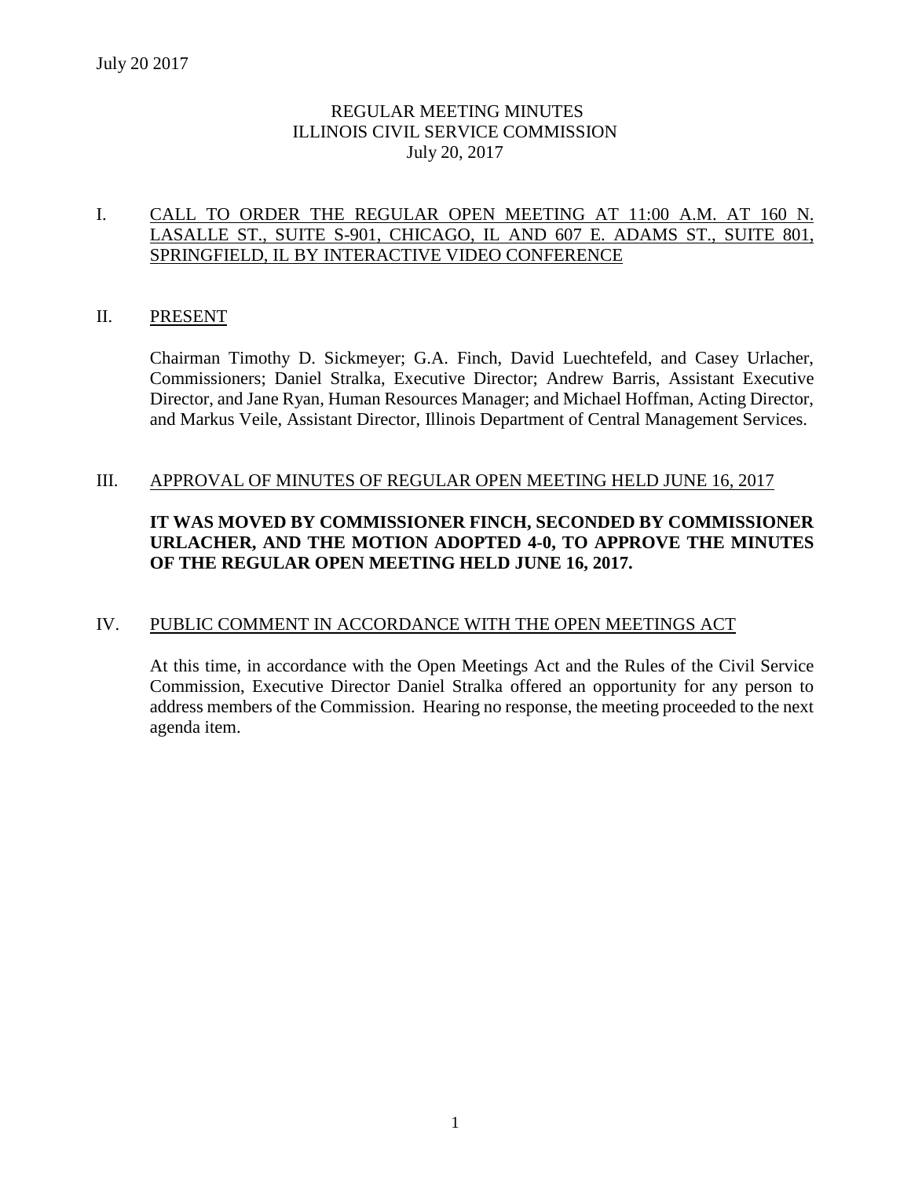July 20 2017

# REGULAR MEETING MINUTES
# ILLINOIS CIVIL SERVICE COMMISSION
# July 20, 2017

## I. CALL TO ORDER THE REGULAR OPEN MEETING AT 11:00 A.M. AT 160 N. LASALLE ST., SUITE S-901, CHICAGO, IL AND 607 E. ADAMS ST., SUITE 801, SPRINGFIELD, IL BY INTERACTIVE VIDEO CONFERENCE

## II. PRESENT

Chairman Timothy D. Sickmeyer; G.A. Finch, David Luechtefeld, and Casey Urlacher, Commissioners; Daniel Stralka, Executive Director; Andrew Barris, Assistant Executive Director, and Jane Ryan, Human Resources Manager; and Michael Hoffman, Acting Director, and Markus Veile, Assistant Director, Illinois Department of Central Management Services.

## III. APPROVAL OF MINUTES OF REGULAR OPEN MEETING HELD JUNE 16, 2017

**IT WAS MOVED BY COMMISSIONER FINCH, SECONDED BY COMMISSIONER URLACHER, AND THE MOTION ADOPTED 4-0, TO APPROVE THE MINUTES OF THE REGULAR OPEN MEETING HELD JUNE 16, 2017.**

## IV. PUBLIC COMMENT IN ACCORDANCE WITH THE OPEN MEETINGS ACT

At this time, in accordance with the Open Meetings Act and the Rules of the Civil Service Commission, Executive Director Daniel Stralka offered an opportunity for any person to address members of the Commission. Hearing no response, the meeting proceeded to the next agenda item.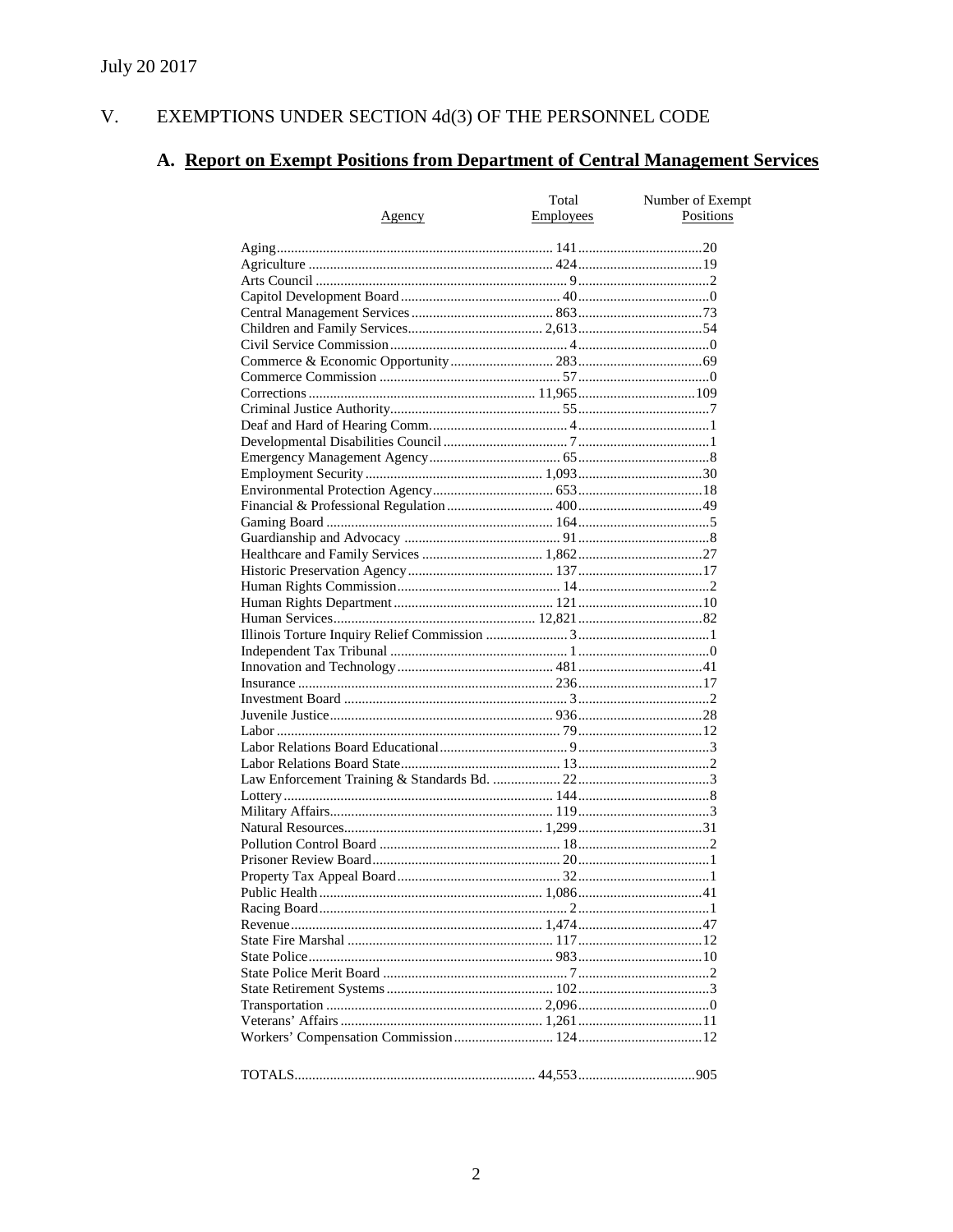July 20 2017

## V. EXEMPTIONS UNDER SECTION 4d(3) OF THE PERSONNEL CODE

### A. Report on Exempt Positions from Department of Central Management Services

| Agency | Total Employees | Number of Exempt Positions |
|---|---|---|
| Aging | 141 | 20 |
| Agriculture | 424 | 19 |
| Arts Council | 9 | 2 |
| Capitol Development Board | 40 | 0 |
| Central Management Services | 863 | 73 |
| Children and Family Services | 2,613 | 54 |
| Civil Service Commission | 4 | 0 |
| Commerce & Economic Opportunity | 283 | 69 |
| Commerce Commission | 57 | 0 |
| Corrections | 11,965 | 109 |
| Criminal Justice Authority | 55 | 7 |
| Deaf and Hard of Hearing Comm. | 4 | 1 |
| Developmental Disabilities Council | 7 | 1 |
| Emergency Management Agency | 65 | 8 |
| Employment Security | 1,093 | 30 |
| Environmental Protection Agency | 653 | 18 |
| Financial & Professional Regulation | 400 | 49 |
| Gaming Board | 164 | 5 |
| Guardianship and Advocacy | 91 | 8 |
| Healthcare and Family Services | 1,862 | 27 |
| Historic Preservation Agency | 137 | 17 |
| Human Rights Commission | 14 | 2 |
| Human Rights Department | 121 | 10 |
| Human Services | 12,821 | 82 |
| Illinois Torture Inquiry Relief Commission | 3 | 1 |
| Independent Tax Tribunal | 1 | 0 |
| Innovation and Technology | 481 | 41 |
| Insurance | 236 | 17 |
| Investment Board | 3 | 2 |
| Juvenile Justice | 936 | 28 |
| Labor | 79 | 12 |
| Labor Relations Board Educational | 9 | 3 |
| Labor Relations Board State | 13 | 2 |
| Law Enforcement Training & Standards Bd. | 22 | 3 |
| Lottery | 144 | 8 |
| Military Affairs | 119 | 3 |
| Natural Resources | 1,299 | 31 |
| Pollution Control Board | 18 | 2 |
| Prisoner Review Board | 20 | 1 |
| Property Tax Appeal Board | 32 | 1 |
| Public Health | 1,086 | 41 |
| Racing Board | 2 | 1 |
| Revenue | 1,474 | 47 |
| State Fire Marshal | 117 | 12 |
| State Police | 983 | 10 |
| State Police Merit Board | 7 | 2 |
| State Retirement Systems | 102 | 3 |
| Transportation | 2,096 | 0 |
| Veterans' Affairs | 1,261 | 11 |
| Workers' Compensation Commission | 124 | 12 |
| TOTALS | 44,553 | 905 |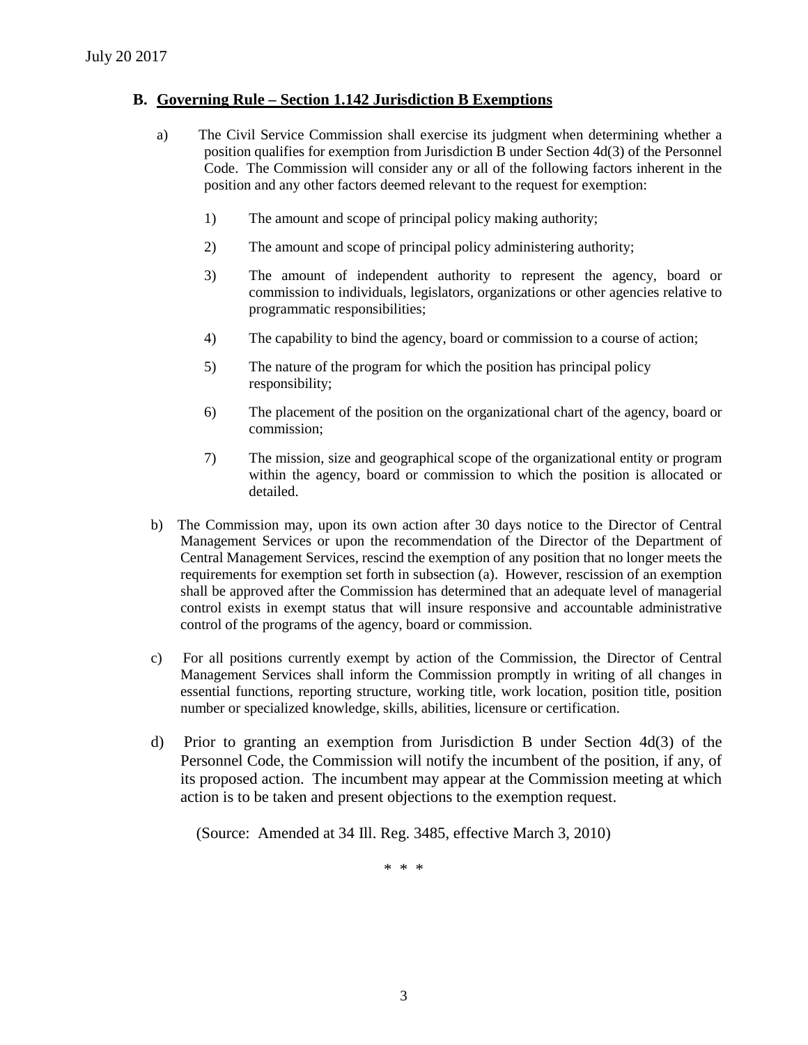## B. Governing Rule – Section 1.142 Jurisdiction B Exemptions

a) The Civil Service Commission shall exercise its judgment when determining whether a position qualifies for exemption from Jurisdiction B under Section 4d(3) of the Personnel Code. The Commission will consider any or all of the following factors inherent in the position and any other factors deemed relevant to the request for exemption:

1) The amount and scope of principal policy making authority;

2) The amount and scope of principal policy administering authority;

3) The amount of independent authority to represent the agency, board or commission to individuals, legislators, organizations or other agencies relative to programmatic responsibilities;

4) The capability to bind the agency, board or commission to a course of action;

5) The nature of the program for which the position has principal policy responsibility;

6) The placement of the position on the organizational chart of the agency, board or commission;

7) The mission, size and geographical scope of the organizational entity or program within the agency, board or commission to which the position is allocated or detailed.

b) The Commission may, upon its own action after 30 days notice to the Director of Central Management Services or upon the recommendation of the Director of the Department of Central Management Services, rescind the exemption of any position that no longer meets the requirements for exemption set forth in subsection (a). However, rescission of an exemption shall be approved after the Commission has determined that an adequate level of managerial control exists in exempt status that will insure responsive and accountable administrative control of the programs of the agency, board or commission.

c) For all positions currently exempt by action of the Commission, the Director of Central Management Services shall inform the Commission promptly in writing of all changes in essential functions, reporting structure, working title, work location, position title, position number or specialized knowledge, skills, abilities, licensure or certification.

d) Prior to granting an exemption from Jurisdiction B under Section 4d(3) of the Personnel Code, the Commission will notify the incumbent of the position, if any, of its proposed action. The incumbent may appear at the Commission meeting at which action is to be taken and present objections to the exemption request.

(Source: Amended at 34 Ill. Reg. 3485, effective March 3, 2010)

\* \* \*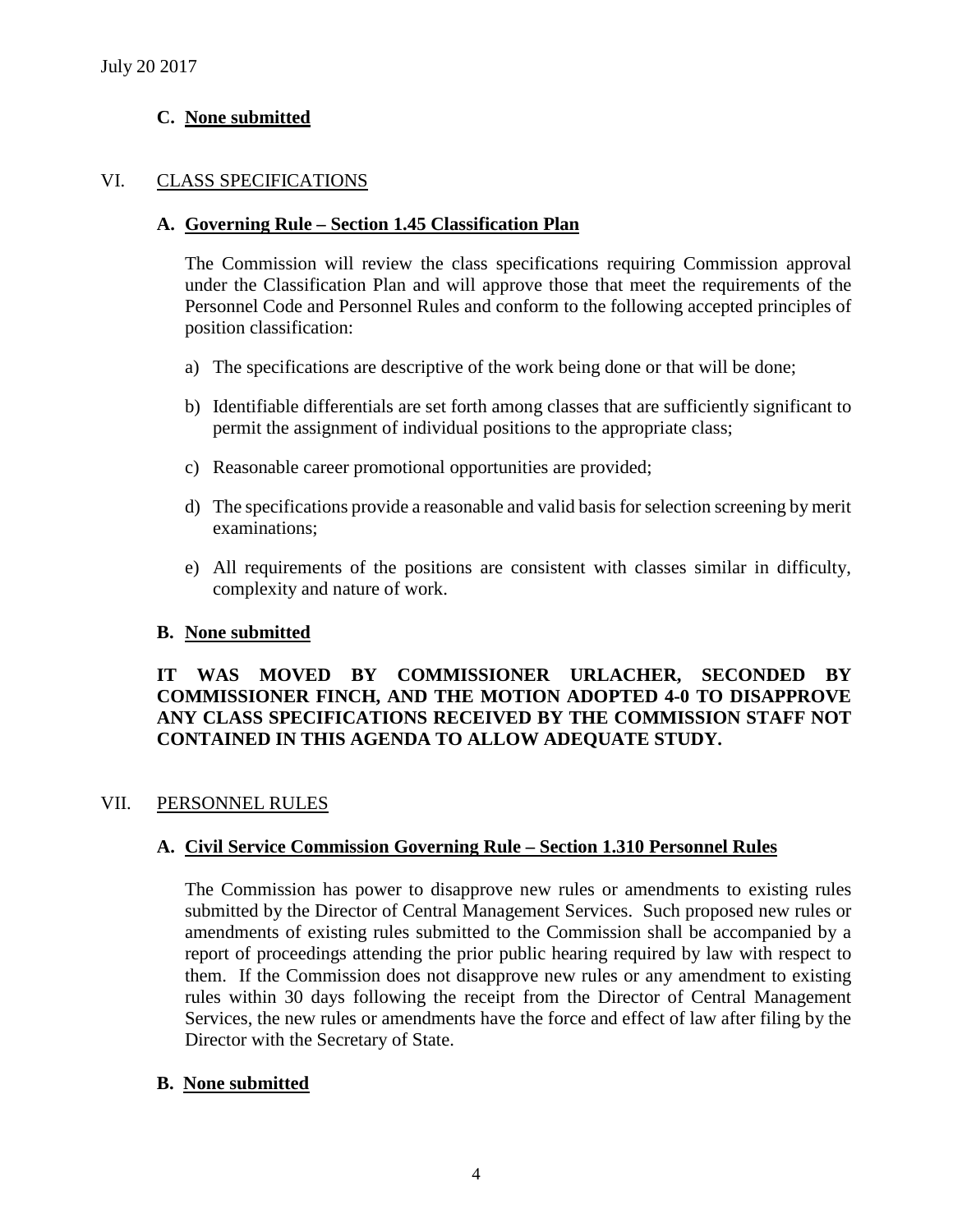July 20 2017

**C. None submitted**

## VI. CLASS SPECIFICATIONS

### A. Governing Rule – Section 1.45 Classification Plan

The Commission will review the class specifications requiring Commission approval under the Classification Plan and will approve those that meet the requirements of the Personnel Code and Personnel Rules and conform to the following accepted principles of position classification:

a) The specifications are descriptive of the work being done or that will be done;

b) Identifiable differentials are set forth among classes that are sufficiently significant to permit the assignment of individual positions to the appropriate class;

c) Reasonable career promotional opportunities are provided;

d) The specifications provide a reasonable and valid basis for selection screening by merit examinations;

e) All requirements of the positions are consistent with classes similar in difficulty, complexity and nature of work.

### B. None submitted

**IT WAS MOVED BY COMMISSIONER URLACHER, SECONDED BY COMMISSIONER FINCH, AND THE MOTION ADOPTED 4-0 TO DISAPPROVE ANY CLASS SPECIFICATIONS RECEIVED BY THE COMMISSION STAFF NOT CONTAINED IN THIS AGENDA TO ALLOW ADEQUATE STUDY.**

## VII. PERSONNEL RULES

### A. Civil Service Commission Governing Rule – Section 1.310 Personnel Rules

The Commission has power to disapprove new rules or amendments to existing rules submitted by the Director of Central Management Services. Such proposed new rules or amendments of existing rules submitted to the Commission shall be accompanied by a report of proceedings attending the prior public hearing required by law with respect to them. If the Commission does not disapprove new rules or any amendment to existing rules within 30 days following the receipt from the Director of Central Management Services, the new rules or amendments have the force and effect of law after filing by the Director with the Secretary of State.

### B. None submitted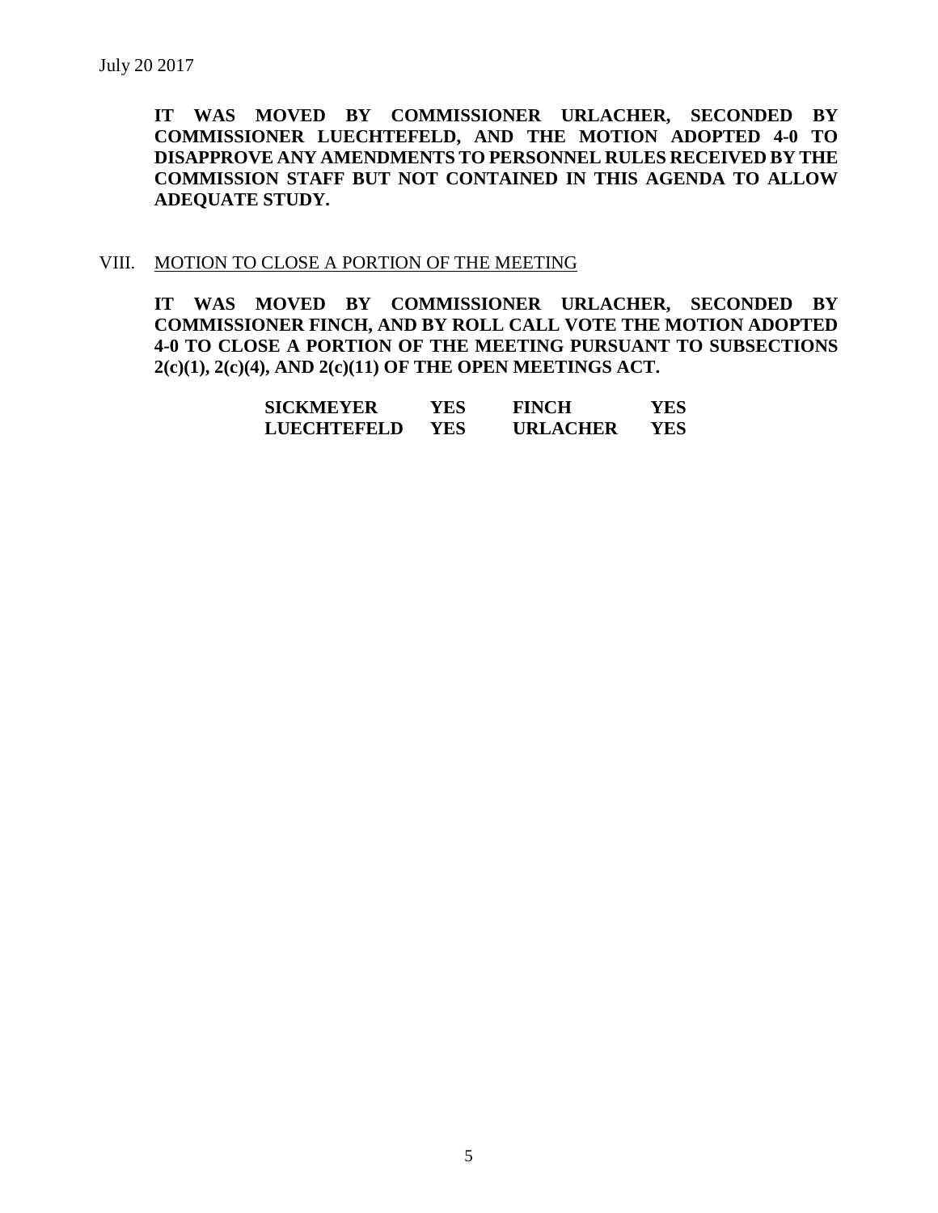**IT WAS MOVED BY COMMISSIONER URLACHER, SECONDED BY COMMISSIONER LUECHTEFELD, AND THE MOTION ADOPTED 4-0 TO DISAPPROVE ANY AMENDMENTS TO PERSONNEL RULES RECEIVED BY THE COMMISSION STAFF BUT NOT CONTAINED IN THIS AGENDA TO ALLOW ADEQUATE STUDY.**

## VIII. MOTION TO CLOSE A PORTION OF THE MEETING

**IT WAS MOVED BY COMMISSIONER URLACHER, SECONDED BY COMMISSIONER FINCH, AND BY ROLL CALL VOTE THE MOTION ADOPTED 4-0 TO CLOSE A PORTION OF THE MEETING PURSUANT TO SUBSECTIONS 2(c)(1), 2(c)(4), AND 2(c)(11) OF THE OPEN MEETINGS ACT.**

| | | | |
|---|---|---|---|
| **SICKMEYER** | **YES** | **FINCH** | **YES** |
| **LUECHTEFELD** | **YES** | **URLACHER** | **YES** |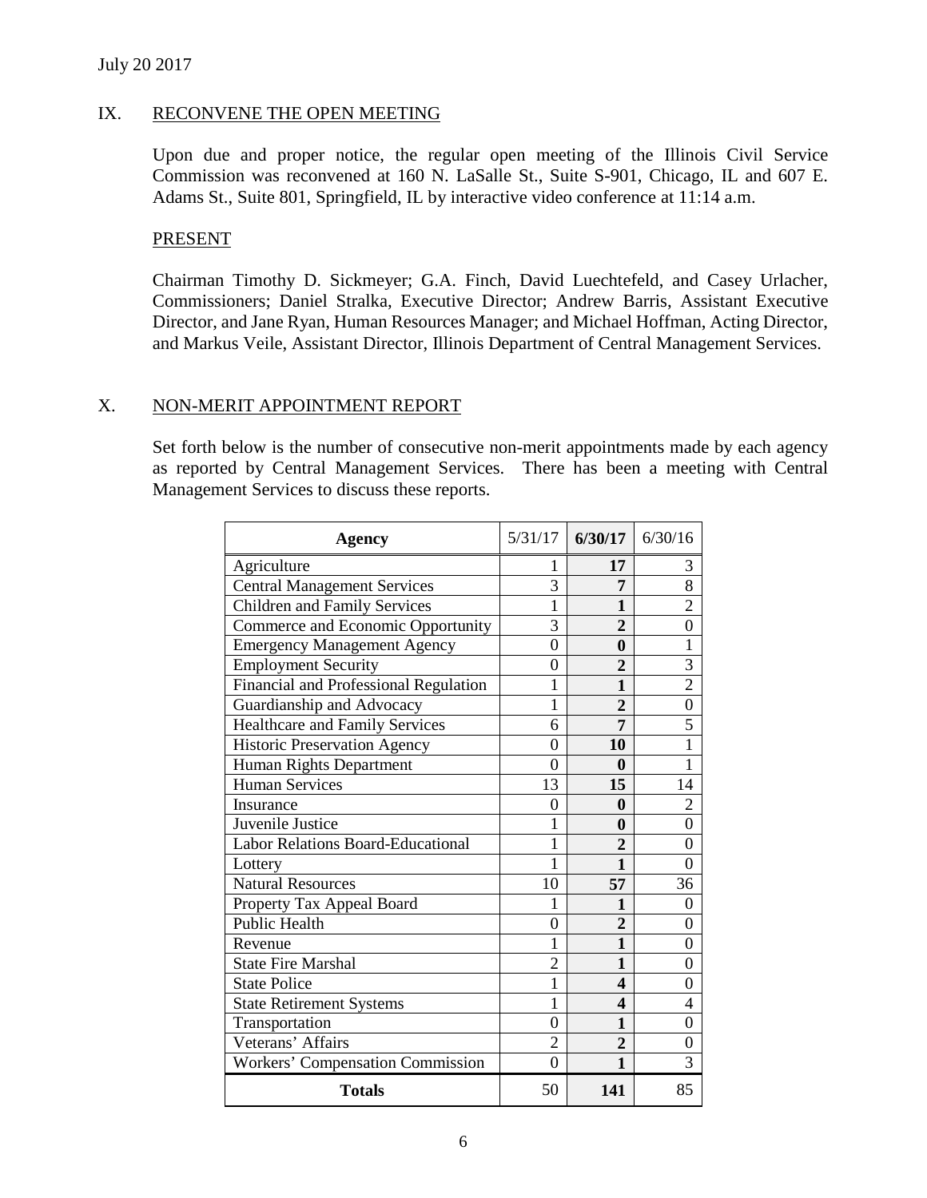July 20 2017

## IX. RECONVENE THE OPEN MEETING

Upon due and proper notice, the regular open meeting of the Illinois Civil Service Commission was reconvened at 160 N. LaSalle St., Suite S-901, Chicago, IL and 607 E. Adams St., Suite 801, Springfield, IL by interactive video conference at 11:14 a.m.

### PRESENT

Chairman Timothy D. Sickmeyer; G.A. Finch, David Luechtefeld, and Casey Urlacher, Commissioners; Daniel Stralka, Executive Director; Andrew Barris, Assistant Executive Director, and Jane Ryan, Human Resources Manager; and Michael Hoffman, Acting Director, and Markus Veile, Assistant Director, Illinois Department of Central Management Services.

## X. NON-MERIT APPOINTMENT REPORT

Set forth below is the number of consecutive non-merit appointments made by each agency as reported by Central Management Services. There has been a meeting with Central Management Services to discuss these reports.

| Agency | 5/31/17 | **6/30/17** | 6/30/16 |
|---|---|---|---|
| Agriculture | 1 | **17** | 3 |
| Central Management Services | 3 | **7** | 8 |
| Children and Family Services | 1 | **1** | 2 |
| Commerce and Economic Opportunity | 3 | **2** | 0 |
| Emergency Management Agency | 0 | **0** | 1 |
| Employment Security | 0 | **2** | 3 |
| Financial and Professional Regulation | 1 | **1** | 2 |
| Guardianship and Advocacy | 1 | **2** | 0 |
| Healthcare and Family Services | 6 | **7** | 5 |
| Historic Preservation Agency | 0 | **10** | 1 |
| Human Rights Department | 0 | **0** | 1 |
| Human Services | 13 | **15** | 14 |
| Insurance | 0 | **0** | 2 |
| Juvenile Justice | 1 | **0** | 0 |
| Labor Relations Board-Educational | 1 | **2** | 0 |
| Lottery | 1 | **1** | 0 |
| Natural Resources | 10 | **57** | 36 |
| Property Tax Appeal Board | 1 | **1** | 0 |
| Public Health | 0 | **2** | 0 |
| Revenue | 1 | **1** | 0 |
| State Fire Marshal | 2 | **1** | 0 |
| State Police | 1 | **4** | 0 |
| State Retirement Systems | 1 | **4** | 4 |
| Transportation | 0 | **1** | 0 |
| Veterans' Affairs | 2 | **2** | 0 |
| Workers' Compensation Commission | 0 | **1** | 3 |
| **Totals** | 50 | **141** | 85 |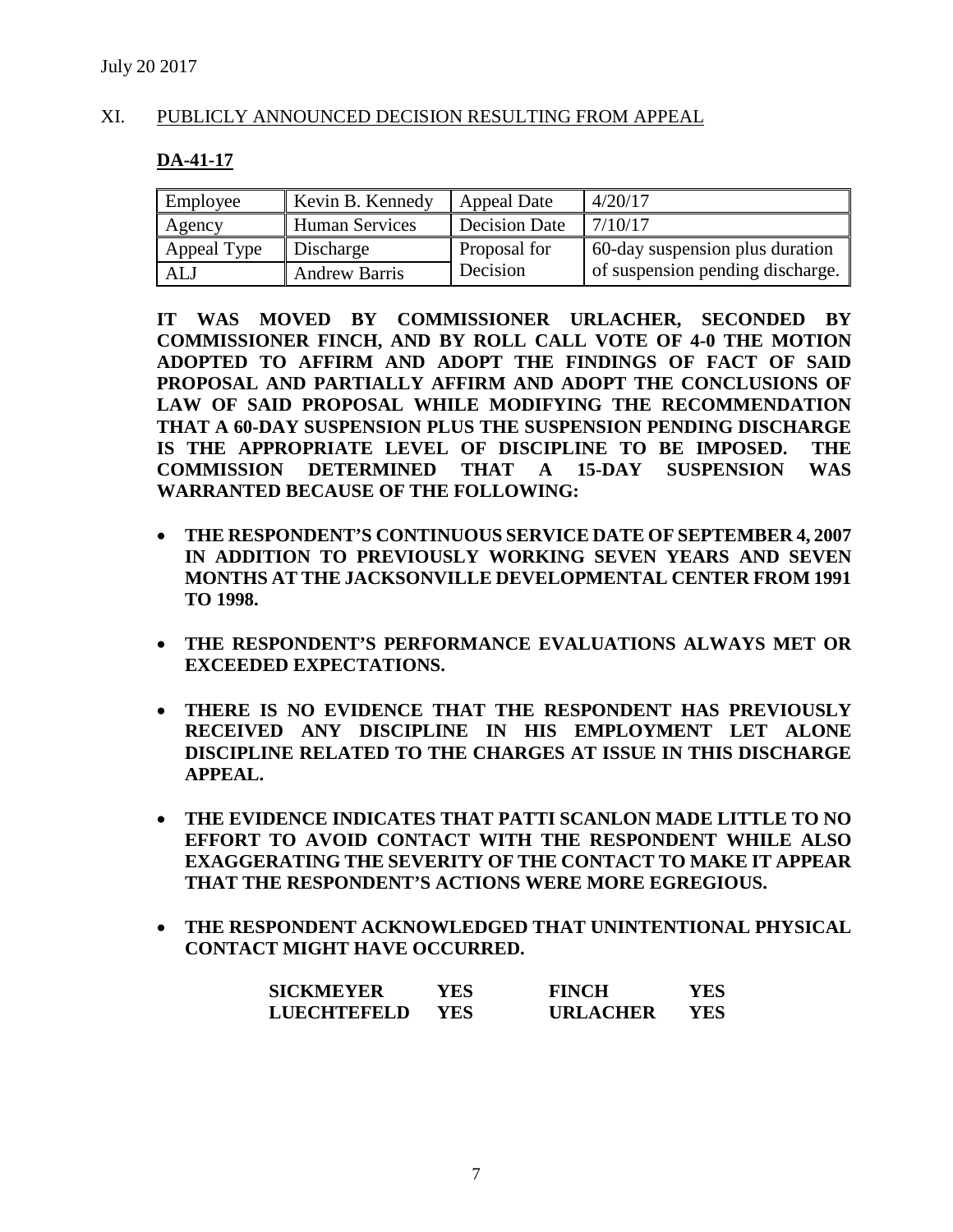July 20 2017

## XI. PUBLICLY ANNOUNCED DECISION RESULTING FROM APPEAL

### DA-41-17

| Employee | Kevin B. Kennedy | Appeal Date | 4/20/17 |
|---|---|---|---|
| Agency | Human Services | Decision Date | 7/10/17 |
| Appeal Type | Discharge | Proposal for Decision | 60-day suspension plus duration of suspension pending discharge. |
| ALJ | Andrew Barris | | |

**IT WAS MOVED BY COMMISSIONER URLACHER, SECONDED BY COMMISSIONER FINCH, AND BY ROLL CALL VOTE OF 4-0 THE MOTION ADOPTED TO AFFIRM AND ADOPT THE FINDINGS OF FACT OF SAID PROPOSAL AND PARTIALLY AFFIRM AND ADOPT THE CONCLUSIONS OF LAW OF SAID PROPOSAL WHILE MODIFYING THE RECOMMENDATION THAT A 60-DAY SUSPENSION PLUS THE SUSPENSION PENDING DISCHARGE IS THE APPROPRIATE LEVEL OF DISCIPLINE TO BE IMPOSED. THE COMMISSION DETERMINED THAT A 15-DAY SUSPENSION WAS WARRANTED BECAUSE OF THE FOLLOWING:**

- **THE RESPONDENT'S CONTINUOUS SERVICE DATE OF SEPTEMBER 4, 2007 IN ADDITION TO PREVIOUSLY WORKING SEVEN YEARS AND SEVEN MONTHS AT THE JACKSONVILLE DEVELOPMENTAL CENTER FROM 1991 TO 1998.**
- **THE RESPONDENT'S PERFORMANCE EVALUATIONS ALWAYS MET OR EXCEEDED EXPECTATIONS.**
- **THERE IS NO EVIDENCE THAT THE RESPONDENT HAS PREVIOUSLY RECEIVED ANY DISCIPLINE IN HIS EMPLOYMENT LET ALONE DISCIPLINE RELATED TO THE CHARGES AT ISSUE IN THIS DISCHARGE APPEAL.**
- **THE EVIDENCE INDICATES THAT PATTI SCANLON MADE LITTLE TO NO EFFORT TO AVOID CONTACT WITH THE RESPONDENT WHILE ALSO EXAGGERATING THE SEVERITY OF THE CONTACT TO MAKE IT APPEAR THAT THE RESPONDENT'S ACTIONS WERE MORE EGREGIOUS.**
- **THE RESPONDENT ACKNOWLEDGED THAT UNINTENTIONAL PHYSICAL CONTACT MIGHT HAVE OCCURRED.**

| | | | |
|---|---|---|---|
| **SICKMEYER** | **YES** | **FINCH** | **YES** |
| **LUECHTEFELD** | **YES** | **URLACHER** | **YES** |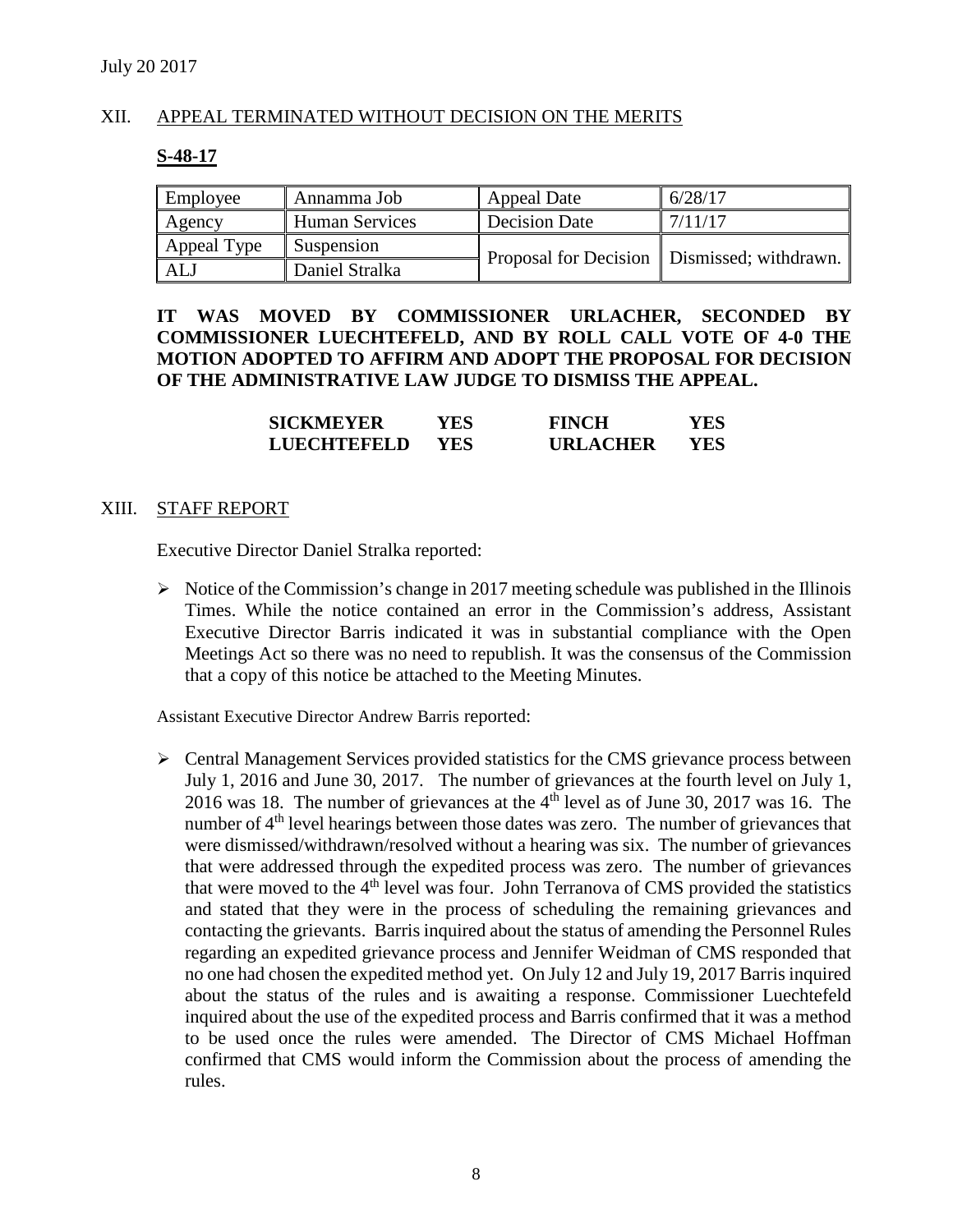July 20 2017

## XII. APPEAL TERMINATED WITHOUT DECISION ON THE MERITS

### S-48-17

| Employee | Annamma Job | Appeal Date | 6/28/17 |
|---|---|---|---|
| Agency | Human Services | Decision Date | 7/11/17 |
| Appeal Type | Suspension | Proposal for Decision | Dismissed; withdrawn. |
| ALJ | Daniel Stralka | | |

**IT WAS MOVED BY COMMISSIONER URLACHER, SECONDED BY COMMISSIONER LUECHTEFELD, AND BY ROLL CALL VOTE OF 4-0 THE MOTION ADOPTED TO AFFIRM AND ADOPT THE PROPOSAL FOR DECISION OF THE ADMINISTRATIVE LAW JUDGE TO DISMISS THE APPEAL.**

| | | | |
|---|---|---|---|
| **SICKMEYER** | **YES** | **FINCH** | **YES** |
| **LUECHTEFELD** | **YES** | **URLACHER** | **YES** |

## XIII. STAFF REPORT

Executive Director Daniel Stralka reported:

- Notice of the Commission's change in 2017 meeting schedule was published in the Illinois Times. While the notice contained an error in the Commission's address, Assistant Executive Director Barris indicated it was in substantial compliance with the Open Meetings Act so there was no need to republish. It was the consensus of the Commission that a copy of this notice be attached to the Meeting Minutes.

Assistant Executive Director Andrew Barris reported:

- Central Management Services provided statistics for the CMS grievance process between July 1, 2016 and June 30, 2017. The number of grievances at the fourth level on July 1, 2016 was 18. The number of grievances at the 4th level as of June 30, 2017 was 16. The number of 4th level hearings between those dates was zero. The number of grievances that were dismissed/withdrawn/resolved without a hearing was six. The number of grievances that were addressed through the expedited process was zero. The number of grievances that were moved to the 4th level was four. John Terranova of CMS provided the statistics and stated that they were in the process of scheduling the remaining grievances and contacting the grievants. Barris inquired about the status of amending the Personnel Rules regarding an expedited grievance process and Jennifer Weidman of CMS responded that no one had chosen the expedited method yet. On July 12 and July 19, 2017 Barris inquired about the status of the rules and is awaiting a response. Commissioner Luechtefeld inquired about the use of the expedited process and Barris confirmed that it was a method to be used once the rules were amended. The Director of CMS Michael Hoffman confirmed that CMS would inform the Commission about the process of amending the rules.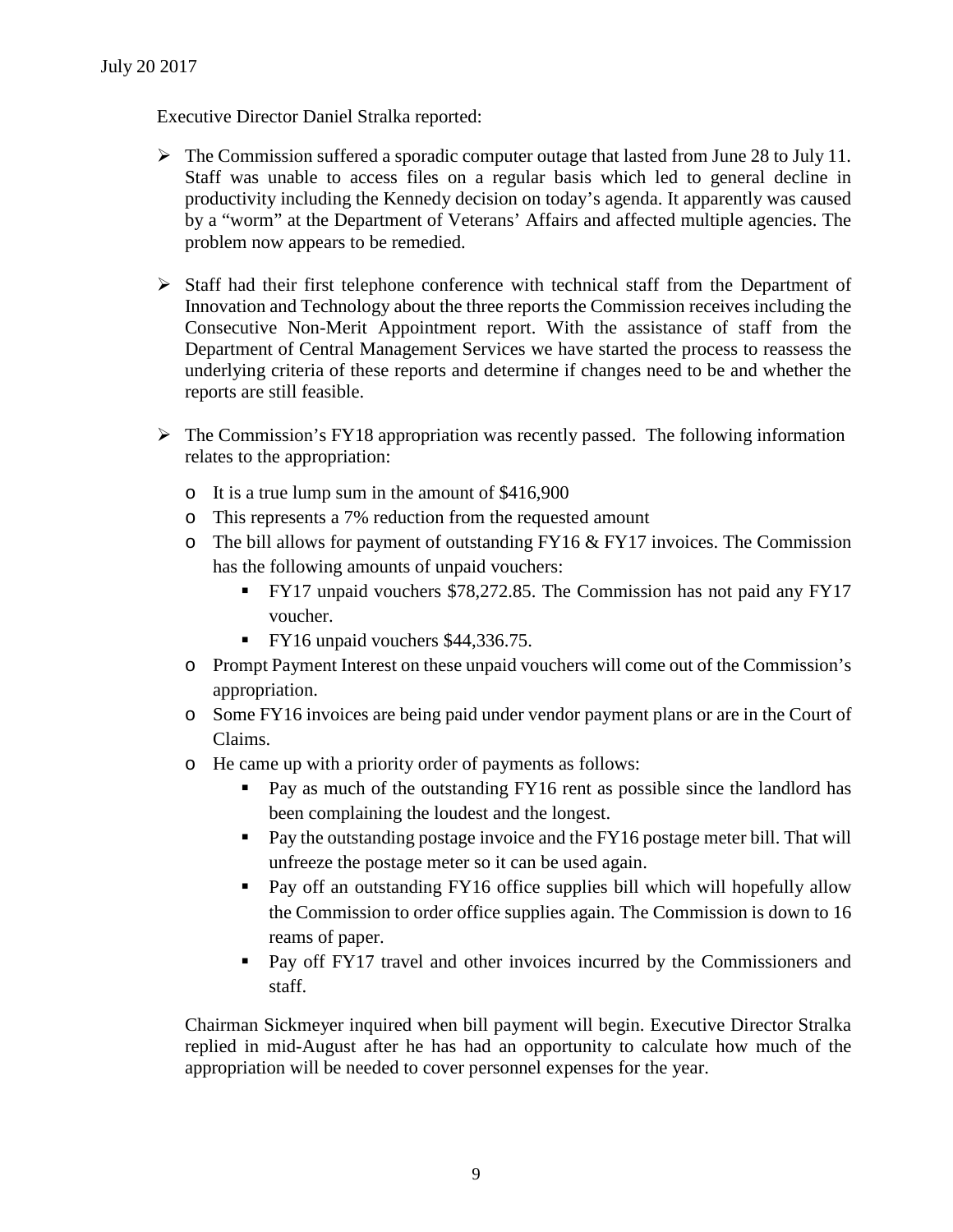July 20 2017

Executive Director Daniel Stralka reported:

- The Commission suffered a sporadic computer outage that lasted from June 28 to July 11. Staff was unable to access files on a regular basis which led to general decline in productivity including the Kennedy decision on today's agenda. It apparently was caused by a "worm" at the Department of Veterans' Affairs and affected multiple agencies. The problem now appears to be remedied.

- Staff had their first telephone conference with technical staff from the Department of Innovation and Technology about the three reports the Commission receives including the Consecutive Non-Merit Appointment report. With the assistance of staff from the Department of Central Management Services we have started the process to reassess the underlying criteria of these reports and determine if changes need to be and whether the reports are still feasible.

- The Commission's FY18 appropriation was recently passed. The following information relates to the appropriation:
  - It is a true lump sum in the amount of $416,900
  - This represents a 7% reduction from the requested amount
  - The bill allows for payment of outstanding FY16 & FY17 invoices. The Commission has the following amounts of unpaid vouchers:
    - FY17 unpaid vouchers $78,272.85. The Commission has not paid any FY17 voucher.
    - FY16 unpaid vouchers $44,336.75.
  - Prompt Payment Interest on these unpaid vouchers will come out of the Commission's appropriation.
  - Some FY16 invoices are being paid under vendor payment plans or are in the Court of Claims.
  - He came up with a priority order of payments as follows:
    - Pay as much of the outstanding FY16 rent as possible since the landlord has been complaining the loudest and the longest.
    - Pay the outstanding postage invoice and the FY16 postage meter bill. That will unfreeze the postage meter so it can be used again.
    - Pay off an outstanding FY16 office supplies bill which will hopefully allow the Commission to order office supplies again. The Commission is down to 16 reams of paper.
    - Pay off FY17 travel and other invoices incurred by the Commissioners and staff.

Chairman Sickmeyer inquired when bill payment will begin. Executive Director Stralka replied in mid-August after he has had an opportunity to calculate how much of the appropriation will be needed to cover personnel expenses for the year.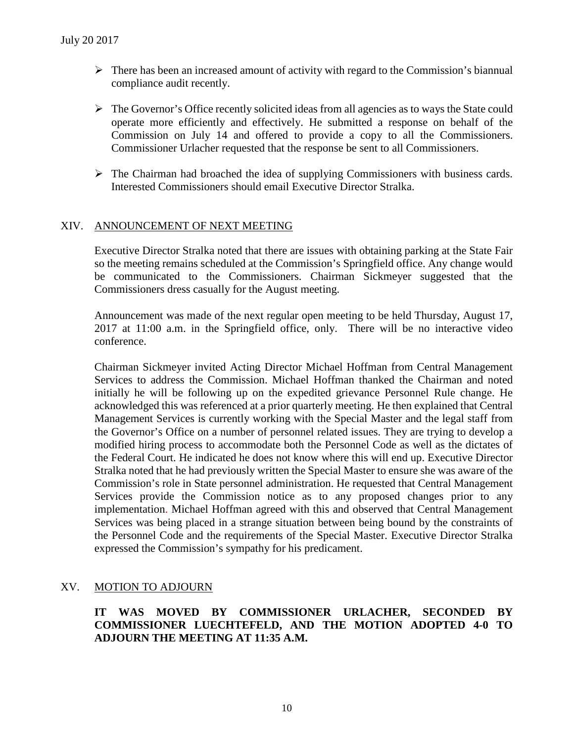- There has been an increased amount of activity with regard to the Commission's biannual compliance audit recently.

- The Governor's Office recently solicited ideas from all agencies as to ways the State could operate more efficiently and effectively. He submitted a response on behalf of the Commission on July 14 and offered to provide a copy to all the Commissioners. Commissioner Urlacher requested that the response be sent to all Commissioners.

- The Chairman had broached the idea of supplying Commissioners with business cards. Interested Commissioners should email Executive Director Stralka.

## XIV. ANNOUNCEMENT OF NEXT MEETING

Executive Director Stralka noted that there are issues with obtaining parking at the State Fair so the meeting remains scheduled at the Commission's Springfield office. Any change would be communicated to the Commissioners. Chairman Sickmeyer suggested that the Commissioners dress casually for the August meeting.

Announcement was made of the next regular open meeting to be held Thursday, August 17, 2017 at 11:00 a.m. in the Springfield office, only. There will be no interactive video conference.

Chairman Sickmeyer invited Acting Director Michael Hoffman from Central Management Services to address the Commission. Michael Hoffman thanked the Chairman and noted initially he will be following up on the expedited grievance Personnel Rule change. He acknowledged this was referenced at a prior quarterly meeting. He then explained that Central Management Services is currently working with the Special Master and the legal staff from the Governor's Office on a number of personnel related issues. They are trying to develop a modified hiring process to accommodate both the Personnel Code as well as the dictates of the Federal Court. He indicated he does not know where this will end up. Executive Director Stralka noted that he had previously written the Special Master to ensure she was aware of the Commission's role in State personnel administration. He requested that Central Management Services provide the Commission notice as to any proposed changes prior to any implementation. Michael Hoffman agreed with this and observed that Central Management Services was being placed in a strange situation between being bound by the constraints of the Personnel Code and the requirements of the Special Master. Executive Director Stralka expressed the Commission's sympathy for his predicament.

## XV. MOTION TO ADJOURN

**IT WAS MOVED BY COMMISSIONER URLACHER, SECONDED BY COMMISSIONER LUECHTEFELD, AND THE MOTION ADOPTED 4-0 TO ADJOURN THE MEETING AT 11:35 A.M.**